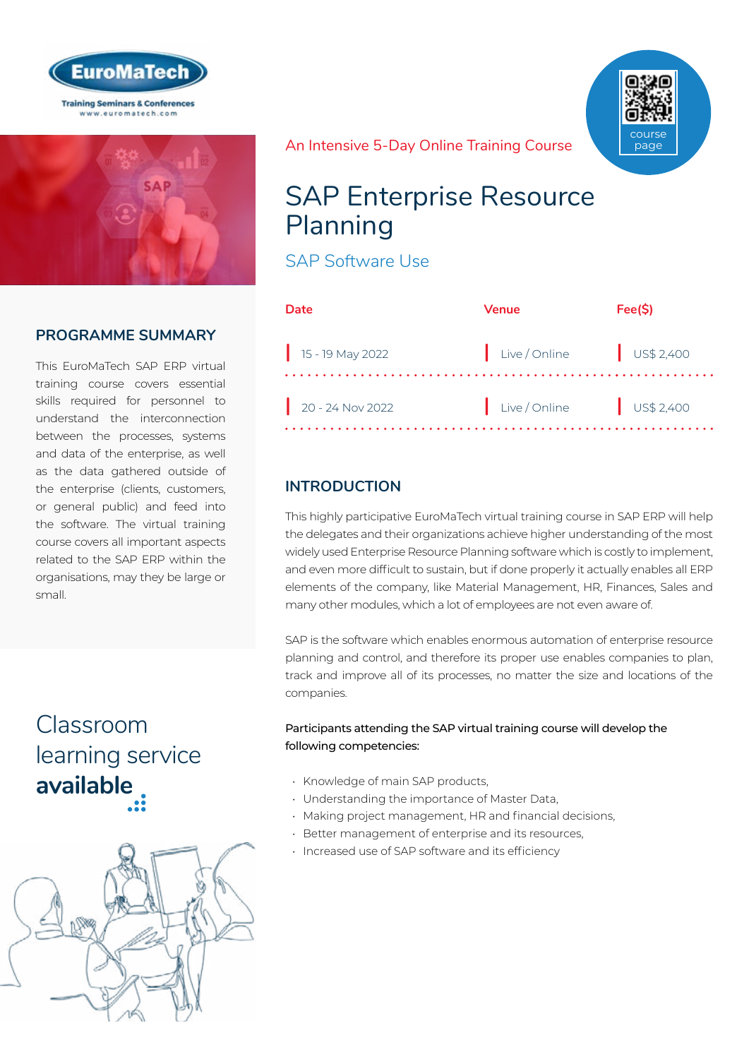EuroMaTech

Training Seminars & Conferences
www.euromatech.com

An Intensive 5-Day Online Training Course

# SAP Enterprise Resource Planning

## SAP Software Use

| Date | Venue | Fee($) |
|---|---|---|
| 15 - 19 May 2022 | Live / Online | US$ 2,400 |
| 20 - 24 Nov 2022 | Live / Online | US$ 2,400 |

## PROGRAMME SUMMARY

This EuroMaTech SAP ERP virtual training course covers essential skills required for personnel to understand the interconnection between the processes, systems and data of the enterprise, as well as the data gathered outside of the enterprise (clients, customers, or general public) and feed into the software. The virtual training course covers all important aspects related to the SAP ERP within the organisations, may they be large or small.

Classroom learning service **available**

## INTRODUCTION

This highly participative EuroMaTech virtual training course in SAP ERP will help the delegates and their organizations achieve higher understanding of the most widely used Enterprise Resource Planning software which is costly to implement, and even more difficult to sustain, but if done properly it actually enables all ERP elements of the company, like Material Management, HR, Finances, Sales and many other modules, which a lot of employees are not even aware of.

SAP is the software which enables enormous automation of enterprise resource planning and control, and therefore its proper use enables companies to plan, track and improve all of its processes, no matter the size and locations of the companies.

**Participants attending the SAP virtual training course will develop the following competencies:**

- Knowledge of main SAP products,
- Understanding the importance of Master Data,
- Making project management, HR and financial decisions,
- Better management of enterprise and its resources,
- Increased use of SAP software and its efficiency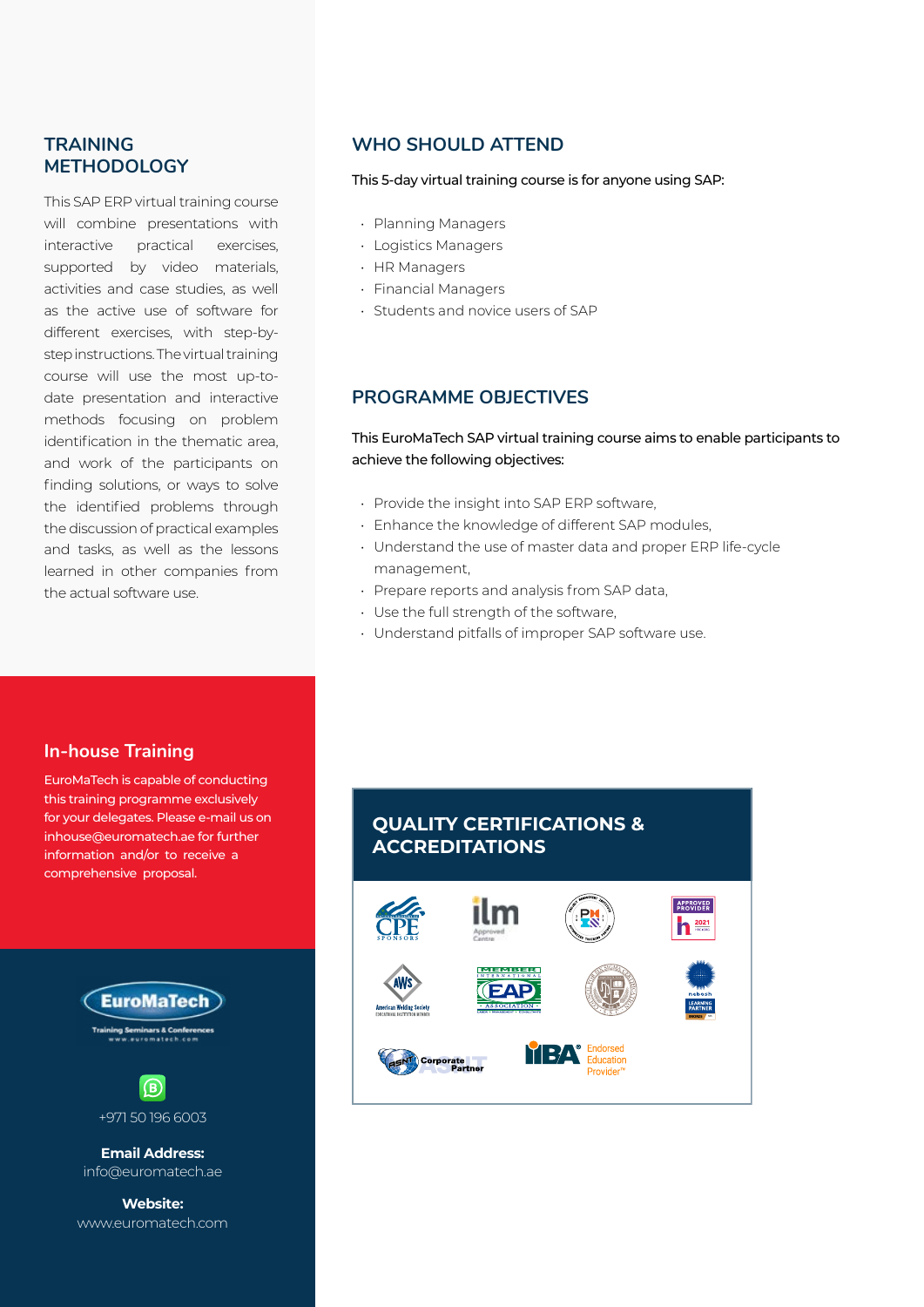## TRAINING METHODOLOGY

This SAP ERP virtual training course will combine presentations with interactive practical exercises, supported by video materials, activities and case studies, as well as the active use of software for different exercises, with step-by-step instructions. The virtual training course will use the most up-to-date presentation and interactive methods focusing on problem identification in the thematic area, and work of the participants on finding solutions, or ways to solve the identified problems through the discussion of practical examples and tasks, as well as the lessons learned in other companies from the actual software use.

## WHO SHOULD ATTEND

This 5-day virtual training course is for anyone using SAP:

- Planning Managers
- Logistics Managers
- HR Managers
- Financial Managers
- Students and novice users of SAP

## PROGRAMME OBJECTIVES

This EuroMaTech SAP virtual training course aims to enable participants to achieve the following objectives:

- Provide the insight into SAP ERP software,
- Enhance the knowledge of different SAP modules,
- Understand the use of master data and proper ERP life-cycle management,
- Prepare reports and analysis from SAP data,
- Use the full strength of the software,
- Understand pitfalls of improper SAP software use.

## In-house Training

EuroMaTech is capable of conducting this training programme exclusively for your delegates. Please e-mail us on inhouse@euromatech.ae for further information and/or to receive a comprehensive proposal.

## QUALITY CERTIFICATIONS & ACCREDITATIONS

EuroMaTech
Training Seminars & Conferences
www.euromatech.com

+971 50 196 6003

**Email Address:**
info@euromatech.ae

**Website:**
www.euromatech.com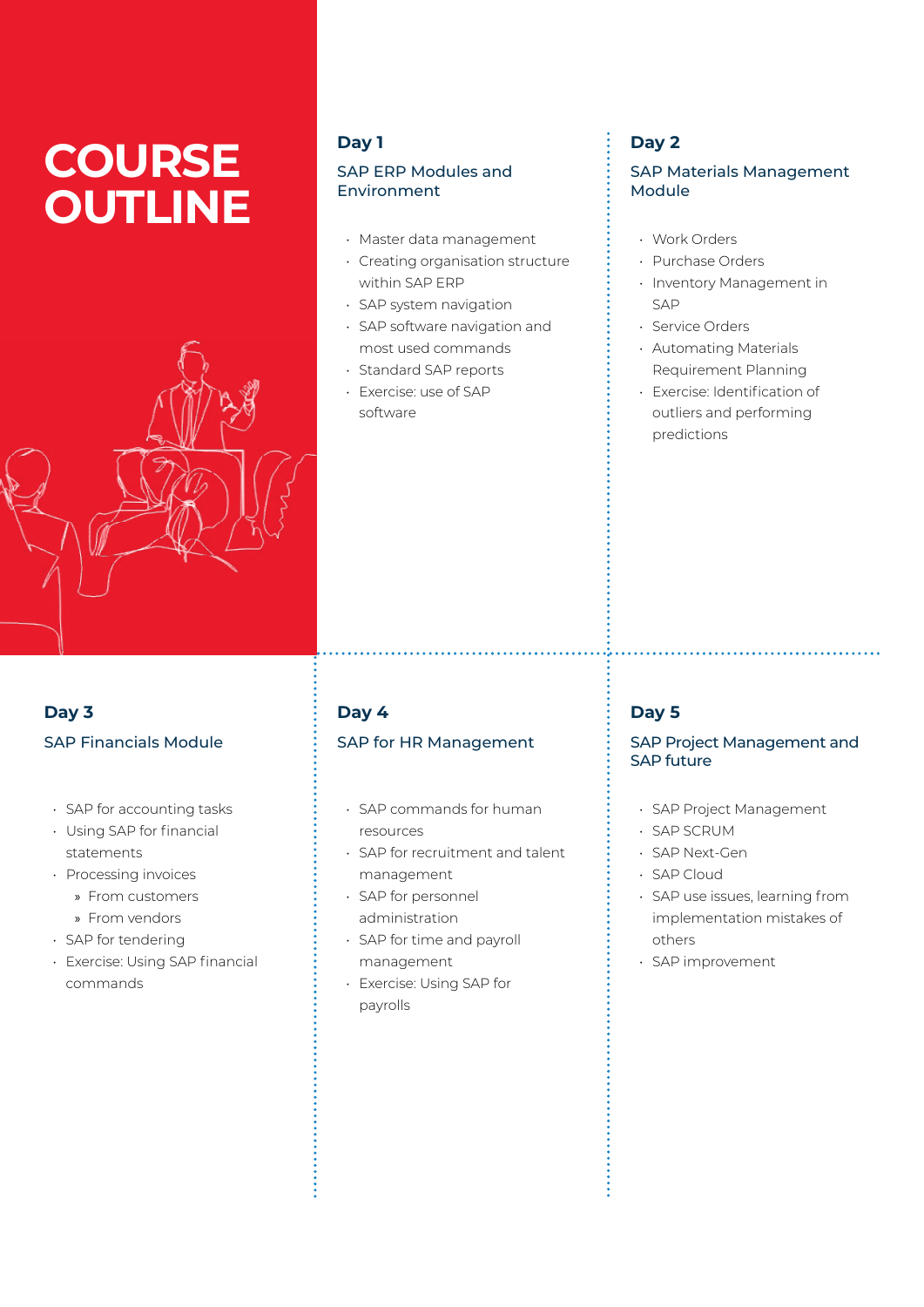# COURSE OUTLINE

## Day 1

### SAP ERP Modules and Environment

- Master data management
- Creating organisation structure within SAP ERP
- SAP system navigation
- SAP software navigation and most used commands
- Standard SAP reports
- Exercise: use of SAP software

## Day 2

### SAP Materials Management Module

- Work Orders
- Purchase Orders
- Inventory Management in SAP
- Service Orders
- Automating Materials Requirement Planning
- Exercise: Identification of outliers and performing predictions

## Day 3

### SAP Financials Module

- SAP for accounting tasks
- Using SAP for financial statements
- Processing invoices
  - » From customers
  - » From vendors
- SAP for tendering
- Exercise: Using SAP financial commands

## Day 4

### SAP for HR Management

- SAP commands for human resources
- SAP for recruitment and talent management
- SAP for personnel administration
- SAP for time and payroll management
- Exercise: Using SAP for payrolls

## Day 5

### SAP Project Management and SAP future

- SAP Project Management
- SAP SCRUM
- SAP Next-Gen
- SAP Cloud
- SAP use issues, learning from implementation mistakes of others
- SAP improvement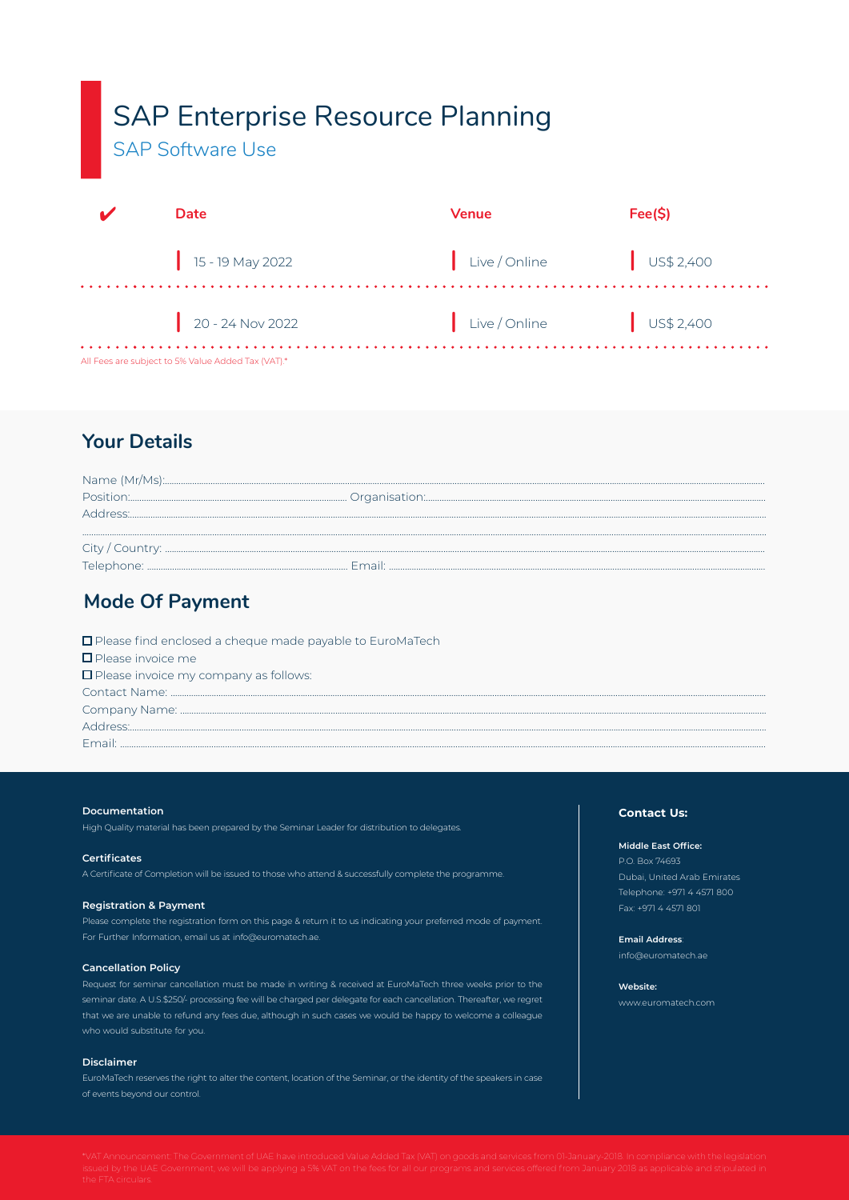# SAP Enterprise Resource Planning

## SAP Software Use

| ✔ | Date | Venue | Fee($) |
|---|---|---|---|
| | 15 - 19 May 2022 | Live / Online | US$ 2,400 |
| | 20 - 24 Nov 2022 | Live / Online | US$ 2,400 |

All Fees are subject to 5% Value Added Tax (VAT).*

## Your Details

Name (Mr/Ms):

Position: Organisation:

Address:

City / Country:

Telephone: Email:

## Mode Of Payment

- ☐ Please find enclosed a cheque made payable to EuroMaTech
- ☐ Please invoice me
- ☐ Please invoice my company as follows:

Contact Name:

Company Name:

Address:

Email:

**Documentation**

High Quality material has been prepared by the Seminar Leader for distribution to delegates.

**Certificates**

A Certificate of Completion will be issued to those who attend & successfully complete the programme.

**Registration & Payment**

Please complete the registration form on this page & return it to us indicating your preferred mode of payment. For Further Information, email us at info@euromatech.ae.

**Cancellation Policy**

Request for seminar cancellation must be made in writing & received at EuroMaTech three weeks prior to the seminar date. A U.S.$250/- processing fee will be charged per delegate for each cancellation. Thereafter, we regret that we are unable to refund any fees due, although in such cases we would be happy to welcome a colleague who would substitute for you.

**Disclaimer**

EuroMaTech reserves the right to alter the content, location of the Seminar, or the identity of the speakers in case of events beyond our control.

**Contact Us:**

**Middle East Office:**
P.O. Box 74693
Dubai, United Arab Emirates
Telephone: +971 4 4571 800
Fax: +971 4 4571 801

**Email Address**
info@euromatech.ae

**Website:**
www.euromatech.com

*VAT Announcement: The Government of UAE have introduced Value Added Tax (VAT) on goods and services from 01-January-2018. In compliance with the legislation issued by the UAE Government, we will be applying a 5% VAT on the fees for all our programs and services offered from January 2018 as applicable and stipulated in the FTA circulars.